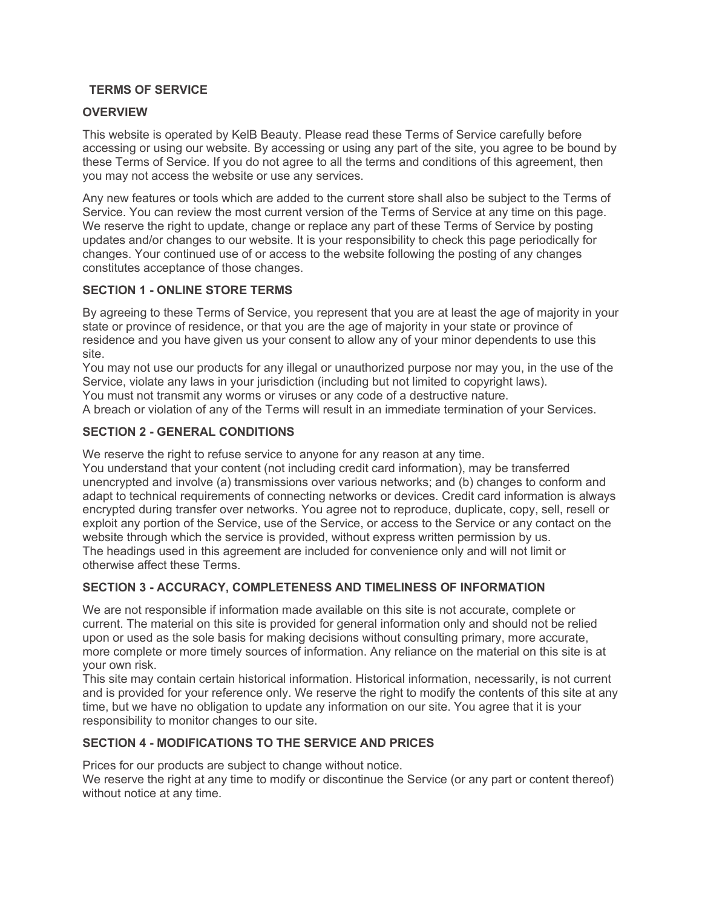# TERMS OF SERVICE

## OVERVIEW

This website is operated by KelB Beauty. Please read these Terms of Service carefully before accessing or using our website. By accessing or using any part of the site, you agree to be bound by these Terms of Service. If you do not agree to all the terms and conditions of this agreement, then you may not access the website or use any services.

Any new features or tools which are added to the current store shall also be subject to the Terms of Service. You can review the most current version of the Terms of Service at any time on this page. We reserve the right to update, change or replace any part of these Terms of Service by posting updates and/or changes to our website. It is your responsibility to check this page periodically for changes. Your continued use of or access to the website following the posting of any changes constitutes acceptance of those changes.

## SECTION 1 - ONLINE STORE TERMS

By agreeing to these Terms of Service, you represent that you are at least the age of majority in your state or province of residence, or that you are the age of majority in your state or province of residence and you have given us your consent to allow any of your minor dependents to use this site.
You may not use our products for any illegal or unauthorized purpose nor may you, in the use of the Service, violate any laws in your jurisdiction (including but not limited to copyright laws).
You must not transmit any worms or viruses or any code of a destructive nature.
A breach or violation of any of the Terms will result in an immediate termination of your Services.

## SECTION 2 - GENERAL CONDITIONS

We reserve the right to refuse service to anyone for any reason at any time.
You understand that your content (not including credit card information), may be transferred unencrypted and involve (a) transmissions over various networks; and (b) changes to conform and adapt to technical requirements of connecting networks or devices. Credit card information is always encrypted during transfer over networks. You agree not to reproduce, duplicate, copy, sell, resell or exploit any portion of the Service, use of the Service, or access to the Service or any contact on the website through which the service is provided, without express written permission by us.
The headings used in this agreement are included for convenience only and will not limit or otherwise affect these Terms.

## SECTION 3 - ACCURACY, COMPLETENESS AND TIMELINESS OF INFORMATION

We are not responsible if information made available on this site is not accurate, complete or current. The material on this site is provided for general information only and should not be relied upon or used as the sole basis for making decisions without consulting primary, more accurate, more complete or more timely sources of information. Any reliance on the material on this site is at your own risk.
This site may contain certain historical information. Historical information, necessarily, is not current and is provided for your reference only. We reserve the right to modify the contents of this site at any time, but we have no obligation to update any information on our site. You agree that it is your responsibility to monitor changes to our site.

## SECTION 4 - MODIFICATIONS TO THE SERVICE AND PRICES

Prices for our products are subject to change without notice.
We reserve the right at any time to modify or discontinue the Service (or any part or content thereof) without notice at any time.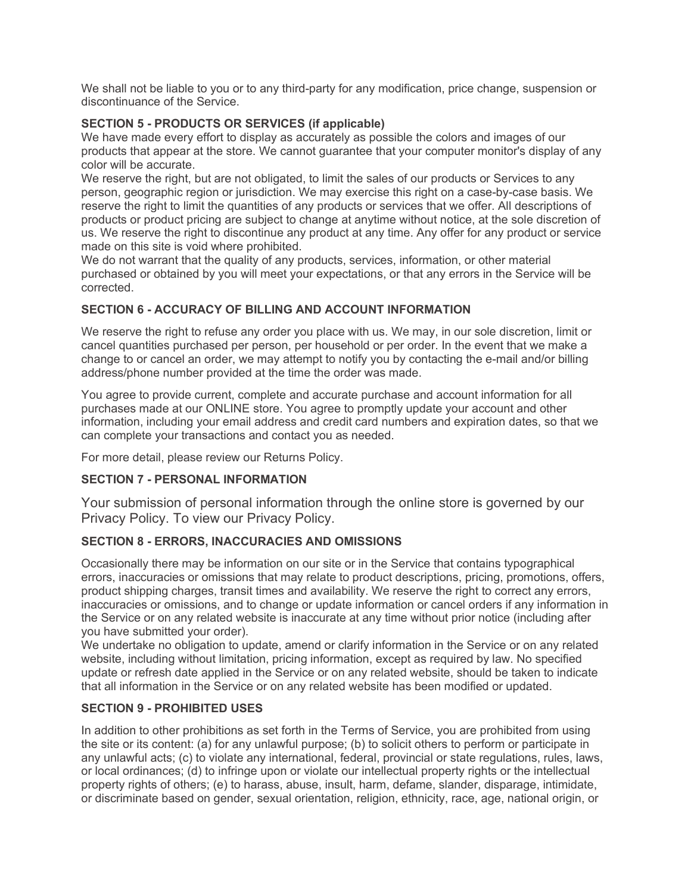We shall not be liable to you or to any third-party for any modification, price change, suspension or discontinuance of the Service.

**SECTION 5 - PRODUCTS OR SERVICES (if applicable)**

We have made every effort to display as accurately as possible the colors and images of our products that appear at the store. We cannot guarantee that your computer monitor's display of any color will be accurate.

We reserve the right, but are not obligated, to limit the sales of our products or Services to any person, geographic region or jurisdiction. We may exercise this right on a case-by-case basis. We reserve the right to limit the quantities of any products or services that we offer. All descriptions of products or product pricing are subject to change at anytime without notice, at the sole discretion of us. We reserve the right to discontinue any product at any time. Any offer for any product or service made on this site is void where prohibited.

We do not warrant that the quality of any products, services, information, or other material purchased or obtained by you will meet your expectations, or that any errors in the Service will be corrected.

**SECTION 6 - ACCURACY OF BILLING AND ACCOUNT INFORMATION**

We reserve the right to refuse any order you place with us. We may, in our sole discretion, limit or cancel quantities purchased per person, per household or per order. In the event that we make a change to or cancel an order, we may attempt to notify you by contacting the e-mail and/or billing address/phone number provided at the time the order was made.

You agree to provide current, complete and accurate purchase and account information for all purchases made at our ONLINE store. You agree to promptly update your account and other information, including your email address and credit card numbers and expiration dates, so that we can complete your transactions and contact you as needed.

For more detail, please review our Returns Policy.

**SECTION 7 - PERSONAL INFORMATION**

Your submission of personal information through the online store is governed by our Privacy Policy. To view our Privacy Policy.

**SECTION 8 - ERRORS, INACCURACIES AND OMISSIONS**

Occasionally there may be information on our site or in the Service that contains typographical errors, inaccuracies or omissions that may relate to product descriptions, pricing, promotions, offers, product shipping charges, transit times and availability. We reserve the right to correct any errors, inaccuracies or omissions, and to change or update information or cancel orders if any information in the Service or on any related website is inaccurate at any time without prior notice (including after you have submitted your order).

We undertake no obligation to update, amend or clarify information in the Service or on any related website, including without limitation, pricing information, except as required by law. No specified update or refresh date applied in the Service or on any related website, should be taken to indicate that all information in the Service or on any related website has been modified or updated.

**SECTION 9 - PROHIBITED USES**

In addition to other prohibitions as set forth in the Terms of Service, you are prohibited from using the site or its content: (a) for any unlawful purpose; (b) to solicit others to perform or participate in any unlawful acts; (c) to violate any international, federal, provincial or state regulations, rules, laws, or local ordinances; (d) to infringe upon or violate our intellectual property rights or the intellectual property rights of others; (e) to harass, abuse, insult, harm, defame, slander, disparage, intimidate, or discriminate based on gender, sexual orientation, religion, ethnicity, race, age, national origin, or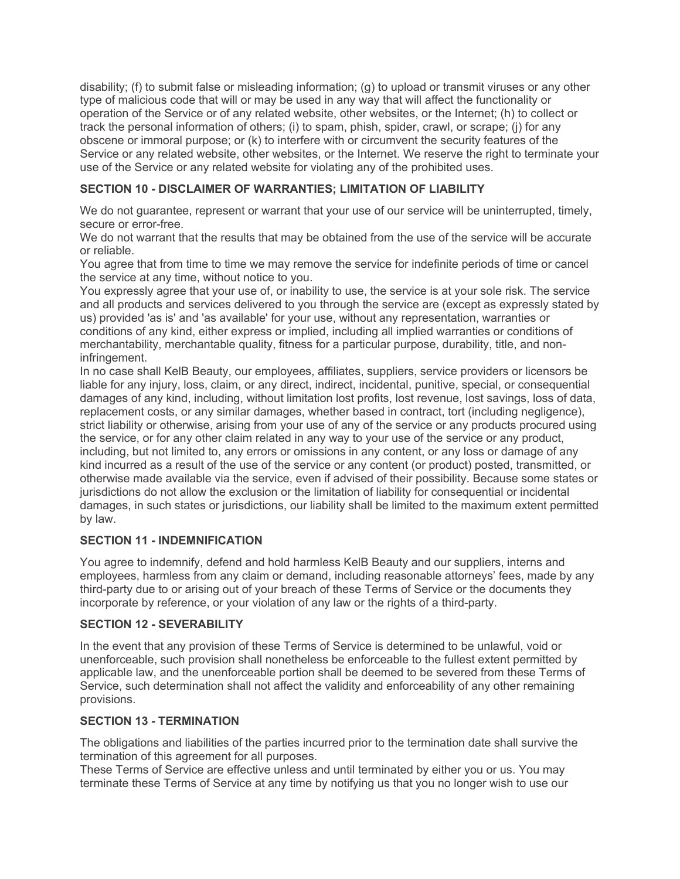disability; (f) to submit false or misleading information; (g) to upload or transmit viruses or any other type of malicious code that will or may be used in any way that will affect the functionality or operation of the Service or of any related website, other websites, or the Internet; (h) to collect or track the personal information of others; (i) to spam, phish, spider, crawl, or scrape; (j) for any obscene or immoral purpose; or (k) to interfere with or circumvent the security features of the Service or any related website, other websites, or the Internet. We reserve the right to terminate your use of the Service or any related website for violating any of the prohibited uses.

**SECTION 10 - DISCLAIMER OF WARRANTIES; LIMITATION OF LIABILITY**

We do not guarantee, represent or warrant that your use of our service will be uninterrupted, timely, secure or error-free.
We do not warrant that the results that may be obtained from the use of the service will be accurate or reliable.
You agree that from time to time we may remove the service for indefinite periods of time or cancel the service at any time, without notice to you.
You expressly agree that your use of, or inability to use, the service is at your sole risk. The service and all products and services delivered to you through the service are (except as expressly stated by us) provided 'as is' and 'as available' for your use, without any representation, warranties or conditions of any kind, either express or implied, including all implied warranties or conditions of merchantability, merchantable quality, fitness for a particular purpose, durability, title, and non-infringement.
In no case shall KelB Beauty, our employees, affiliates, suppliers, service providers or licensors be liable for any injury, loss, claim, or any direct, indirect, incidental, punitive, special, or consequential damages of any kind, including, without limitation lost profits, lost revenue, lost savings, loss of data, replacement costs, or any similar damages, whether based in contract, tort (including negligence), strict liability or otherwise, arising from your use of any of the service or any products procured using the service, or for any other claim related in any way to your use of the service or any product, including, but not limited to, any errors or omissions in any content, or any loss or damage of any kind incurred as a result of the use of the service or any content (or product) posted, transmitted, or otherwise made available via the service, even if advised of their possibility. Because some states or jurisdictions do not allow the exclusion or the limitation of liability for consequential or incidental damages, in such states or jurisdictions, our liability shall be limited to the maximum extent permitted by law.

**SECTION 11 - INDEMNIFICATION**

You agree to indemnify, defend and hold harmless KelB Beauty and our suppliers, interns and employees, harmless from any claim or demand, including reasonable attorneys' fees, made by any third-party due to or arising out of your breach of these Terms of Service or the documents they incorporate by reference, or your violation of any law or the rights of a third-party.

**SECTION 12 - SEVERABILITY**

In the event that any provision of these Terms of Service is determined to be unlawful, void or unenforceable, such provision shall nonetheless be enforceable to the fullest extent permitted by applicable law, and the unenforceable portion shall be deemed to be severed from these Terms of Service, such determination shall not affect the validity and enforceability of any other remaining provisions.

**SECTION 13 - TERMINATION**

The obligations and liabilities of the parties incurred prior to the termination date shall survive the termination of this agreement for all purposes.
These Terms of Service are effective unless and until terminated by either you or us. You may terminate these Terms of Service at any time by notifying us that you no longer wish to use our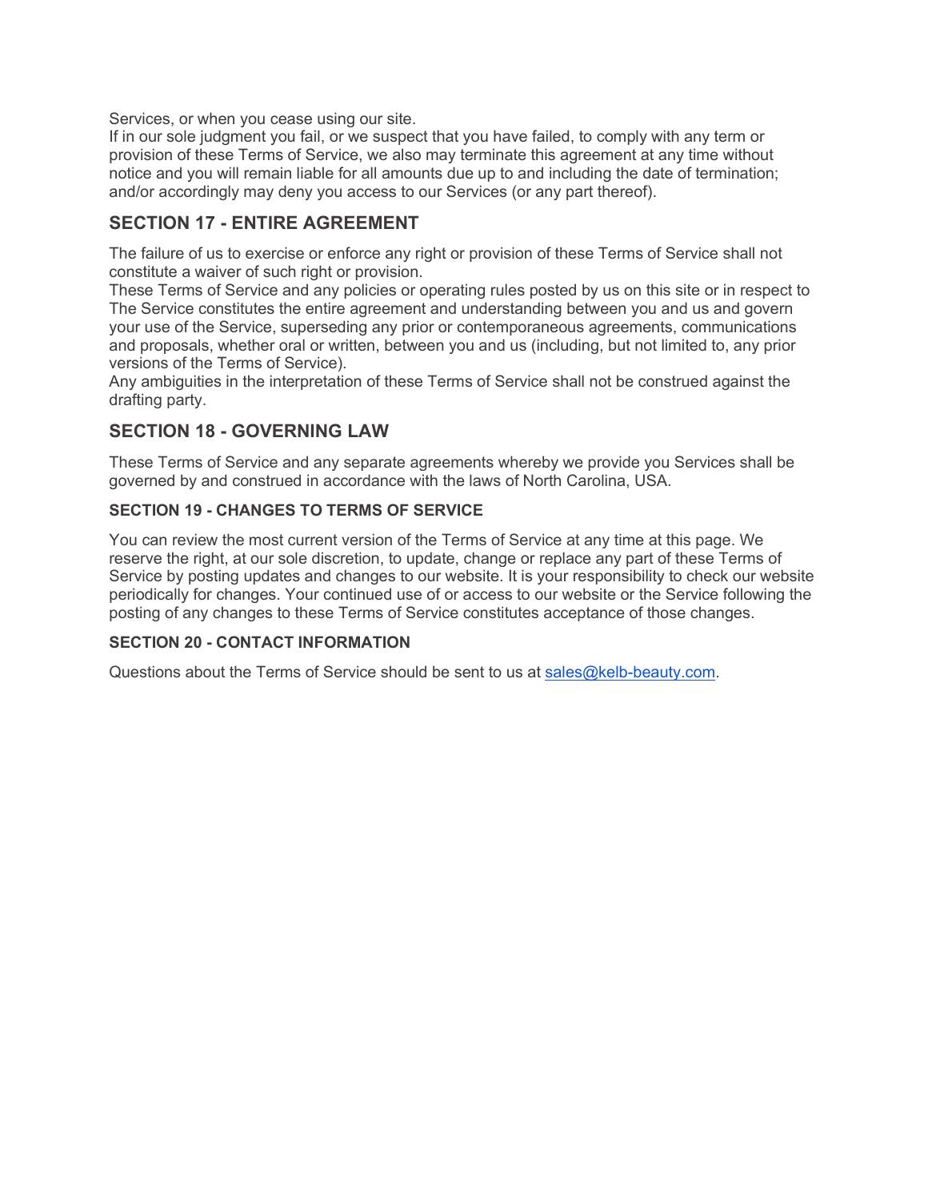Services, or when you cease using our site.
If in our sole judgment you fail, or we suspect that you have failed, to comply with any term or provision of these Terms of Service, we also may terminate this agreement at any time without notice and you will remain liable for all amounts due up to and including the date of termination; and/or accordingly may deny you access to our Services (or any part thereof).

## SECTION 17 - ENTIRE AGREEMENT

The failure of us to exercise or enforce any right or provision of these Terms of Service shall not constitute a waiver of such right or provision.
These Terms of Service and any policies or operating rules posted by us on this site or in respect to The Service constitutes the entire agreement and understanding between you and us and govern your use of the Service, superseding any prior or contemporaneous agreements, communications and proposals, whether oral or written, between you and us (including, but not limited to, any prior versions of the Terms of Service).
Any ambiguities in the interpretation of these Terms of Service shall not be construed against the drafting party.

## SECTION 18 - GOVERNING LAW

These Terms of Service and any separate agreements whereby we provide you Services shall be governed by and construed in accordance with the laws of North Carolina, USA.

### SECTION 19 - CHANGES TO TERMS OF SERVICE

You can review the most current version of the Terms of Service at any time at this page. We reserve the right, at our sole discretion, to update, change or replace any part of these Terms of Service by posting updates and changes to our website. It is your responsibility to check our website periodically for changes. Your continued use of or access to our website or the Service following the posting of any changes to these Terms of Service constitutes acceptance of those changes.

### SECTION 20 - CONTACT INFORMATION

Questions about the Terms of Service should be sent to us at sales@kelb-beauty.com.